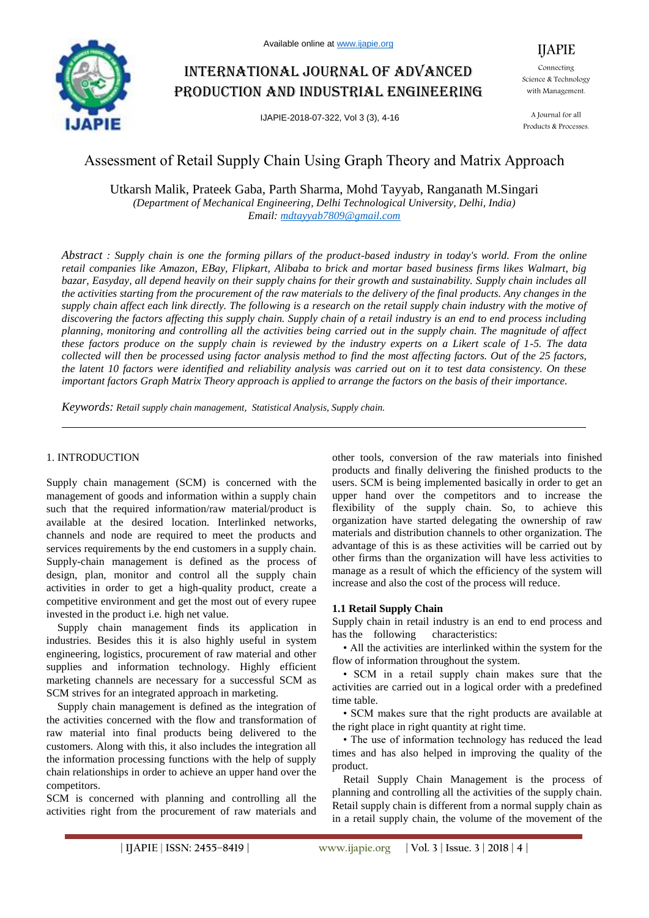# Assessment of Retail Supply Chain Using Graph Theory and Matrix Approach

Utkarsh Malik, Prateek Gaba, Parth Sharma, Mohd Tayyab, Ranganath M.Singari

*(Department of Mechanical Engineering, Delhi Technological University, Delhi, India)*

*Email: mdtayyab7809@gmail.com*

*Abstract : Supply chain is one the forming pillars of the product-based industry in today's world. From the online retail companies like Amazon, EBay, Flipkart, Alibaba to brick and mortar based business firms likes Walmart, big bazar, Easyday, all depend heavily on their supply chains for their growth and sustainability. Supply chain includes all the activities starting from the procurement of the raw materials to the delivery of the final products. Any changes in the supply chain affect each link directly. The following is a research on the retail supply chain industry with the motive of discovering the factors affecting this supply chain. Supply chain of a retail industry is an end to end process including planning, monitoring and controlling all the activities being carried out in the supply chain. The magnitude of affect these factors produce on the supply chain is reviewed by the industry experts on a Likert scale of 1-5. The data collected will then be processed using factor analysis method to find the most affecting factors. Out of the 25 factors, the latent 10 factors were identified and reliability analysis was carried out on it to test data consistency. On these important factors Graph Matrix Theory approach is applied to arrange the factors on the basis of their importance.*

*Keywords: Retail supply chain management, Statistical Analysis, Supply chain.*

## 1. INTRODUCTION

Supply chain management (SCM) is concerned with the management of goods and information within a supply chain such that the required information/raw material/product is available at the desired location. Interlinked networks, channels and node are required to meet the products and services requirements by the end customers in a supply chain. Supply-chain management is defined as the process of design, plan, monitor and control all the supply chain activities in order to get a high-quality product, create a competitive environment and get the most out of every rupee invested in the product i.e. high net value.

Supply chain management finds its application in industries. Besides this it is also highly useful in system engineering, logistics, procurement of raw material and other supplies and information technology. Highly efficient marketing channels are necessary for a successful SCM as SCM strives for an integrated approach in marketing.

Supply chain management is defined as the integration of the activities concerned with the flow and transformation of raw material into final products being delivered to the customers. Along with this, it also includes the integration all the information processing functions with the help of supply chain relationships in order to achieve an upper hand over the competitors.

SCM is concerned with planning and controlling all the activities right from the procurement of raw materials and other tools, conversion of the raw materials into finished products and finally delivering the finished products to the users. SCM is being implemented basically in order to get an upper hand over the competitors and to increase the flexibility of the supply chain. So, to achieve this organization have started delegating the ownership of raw materials and distribution channels to other organization. The advantage of this is as these activities will be carried out by other firms than the organization will have less activities to manage as a result of which the efficiency of the system will increase and also the cost of the process will reduce.

### 1.1 Retail Supply Chain

Supply chain in retail industry is an end to end process and has the following characteristics:

- All the activities are interlinked within the system for the flow of information throughout the system.
- SCM in a retail supply chain makes sure that the activities are carried out in a logical order with a predefined time table.
- SCM makes sure that the right products are available at the right place in right quantity at right time.
- The use of information technology has reduced the lead times and has also helped in improving the quality of the product.

Retail Supply Chain Management is the process of planning and controlling all the activities of the supply chain. Retail supply chain is different from a normal supply chain as in a retail supply chain, the volume of the movement of the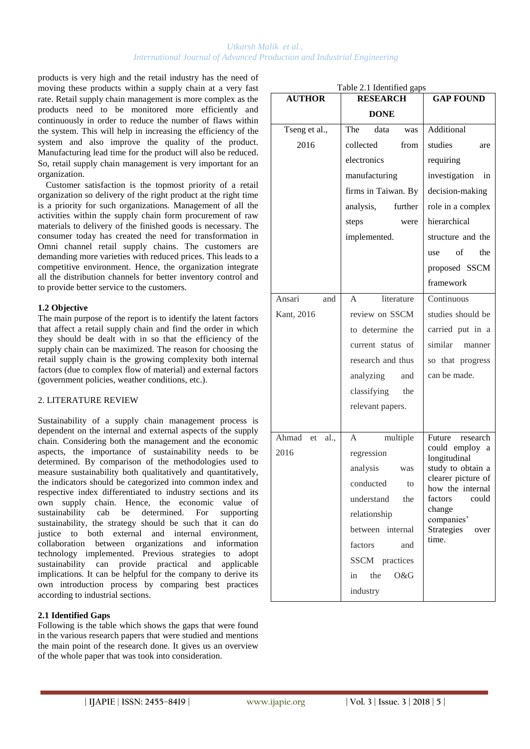products is very high and the retail industry has the need of moving these products within a supply chain at a very fast rate. Retail supply chain management is more complex as the products need to be monitored more efficiently and continuously in order to reduce the number of flaws within the system. This will help in increasing the efficiency of the system and also improve the quality of the product. Manufacturing lead time for the product will also be reduced. So, retail supply chain management is very important for an organization.

Customer satisfaction is the topmost priority of a retail organization so delivery of the right product at the right time is a priority for such organizations. Management of all the activities within the supply chain form procurement of raw materials to delivery of the finished goods is necessary. The consumer today has created the need for transformation in Omni channel retail supply chains. The customers are demanding more varieties with reduced prices. This leads to a competitive environment. Hence, the organization integrate all the distribution channels for better inventory control and to provide better service to the customers.

### 1.2 Objective

The main purpose of the report is to identify the latent factors that affect a retail supply chain and find the order in which they should be dealt with in so that the efficiency of the supply chain can be maximized. The reason for choosing the retail supply chain is the growing complexity both internal factors (due to complex flow of material) and external factors (government policies, weather conditions, etc.).

## 2. LITERATURE REVIEW

Sustainability of a supply chain management process is dependent on the internal and external aspects of the supply chain. Considering both the management and the economic aspects, the importance of sustainability needs to be determined. By comparison of the methodologies used to measure sustainability both qualitatively and quantitatively, the indicators should be categorized into common index and respective index differentiated to industry sections and its own supply chain. Hence, the economic value of sustainability cab be determined. For supporting sustainability, the strategy should be such that it can do justice to both external and internal environment, collaboration between organizations and information technology implemented. Previous strategies to adopt sustainability can provide practical and applicable implications. It can be helpful for the company to derive its own introduction process by comparing best practices according to industrial sections.

### 2.1 Identified Gaps

Following is the table which shows the gaps that were found in the various research papers that were studied and mentions the main point of the research done. It gives us an overview of the whole paper that was took into consideration.

Table 2.1 Identified gaps

| AUTHOR | RESEARCH DONE | GAP FOUND |
|---|---|---|
| Tseng et al., 2016 | The data was collected from electronics manufacturing firms in Taiwan. By analysis, further steps were implemented. | Additional studies are requiring investigation in decision-making role in a complex hierarchical structure and the use of the proposed SSCM framework |
| Ansari and Kant, 2016 | A literature review on SSCM to determine the current status of research and thus analyzing and classifying the relevant papers. | Continuous studies should be carried put in a similar manner so that progress can be made. |
| Ahmad et al., 2016 | A multiple regression analysis was conducted to understand the relationship between internal factors and SSCM practices in the O&G industry | Future research could employ a longitudinal study to obtain a clearer picture of how the internal factors could change companies' Strategies over time. |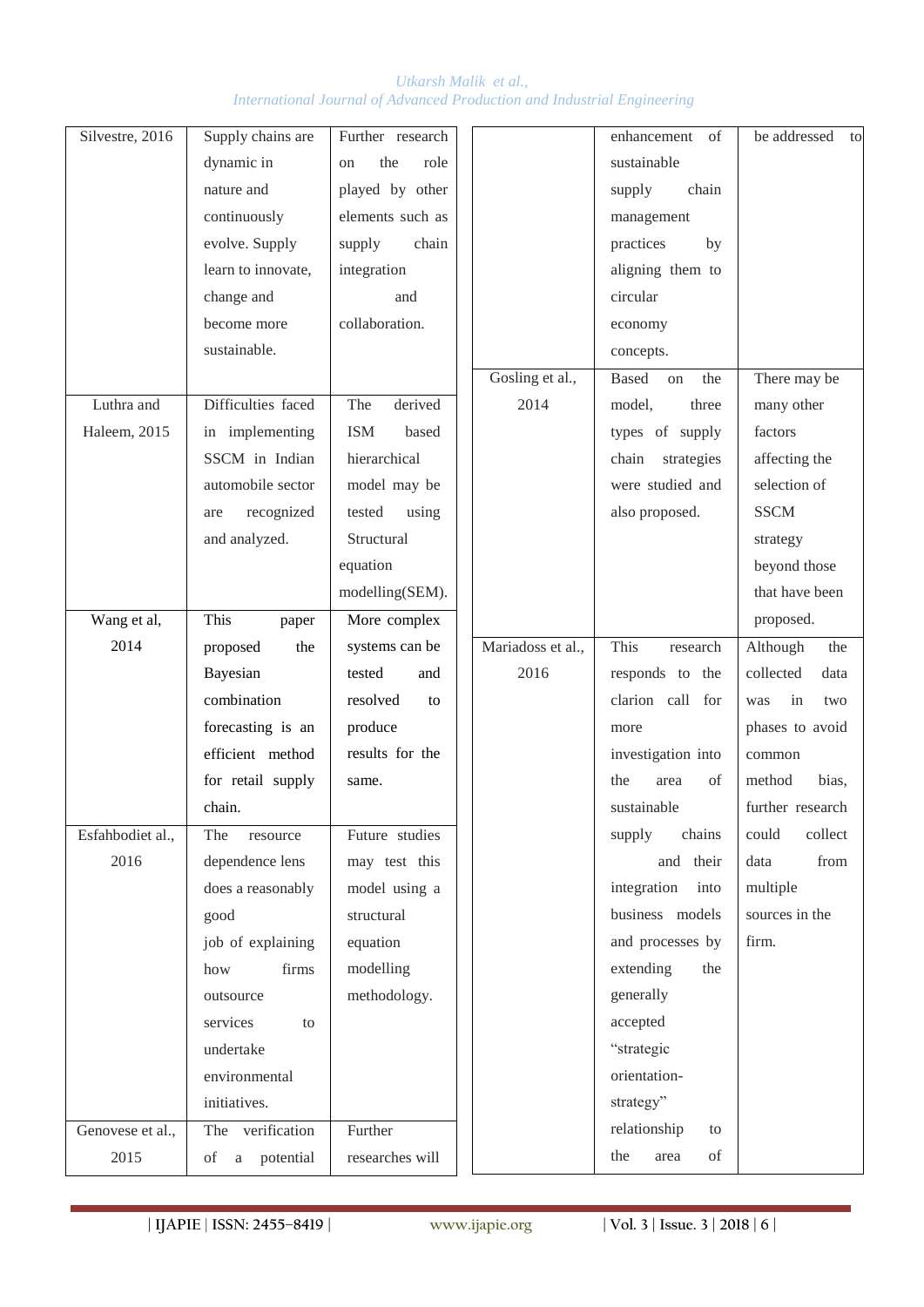| | | |
|---|---|---|
| Silvestre, 2016 | Supply chains are dynamic in nature and continuously evolve. Supply learn to innovate, change and become more sustainable. | Further research on the role played by other elements such as supply chain integration and collaboration. |
| Luthra and Haleem, 2015 | Difficulties faced in implementing SSCM in Indian automobile sector are recognized and analyzed. | The derived ISM based hierarchical model may be tested using Structural equation modelling(SEM). |
| Wang et al, 2014 | This paper proposed the Bayesian combination forecasting is an efficient method for retail supply chain. | More complex systems can be tested and resolved to produce results for the same. |
| Esfahbodiet al., 2016 | The resource dependence lens does a reasonably good job of explaining how firms outsource services to undertake environmental initiatives. | Future studies may test this model using a structural equation modelling methodology. |
| Genovese et al., 2015 | The verification of a potential | Further researches will |

| | | |
|---|---|---|
| | enhancement of sustainable supply chain management practices by aligning them to circular economy concepts. | be addressed to |
| Gosling et al., 2014 | Based on the model, three types of supply chain strategies were studied and also proposed. | There may be many other factors affecting the selection of SSCM strategy beyond those that have been proposed. |
| Mariadoss et al., 2016 | This research responds to the clarion call for more investigation into the area of sustainable supply chains and their integration into business models and processes by extending the generally accepted "strategic orientation-strategy" relationship to the area of | Although the collected data was in two phases to avoid common method bias, further research could collect data from multiple sources in the firm. |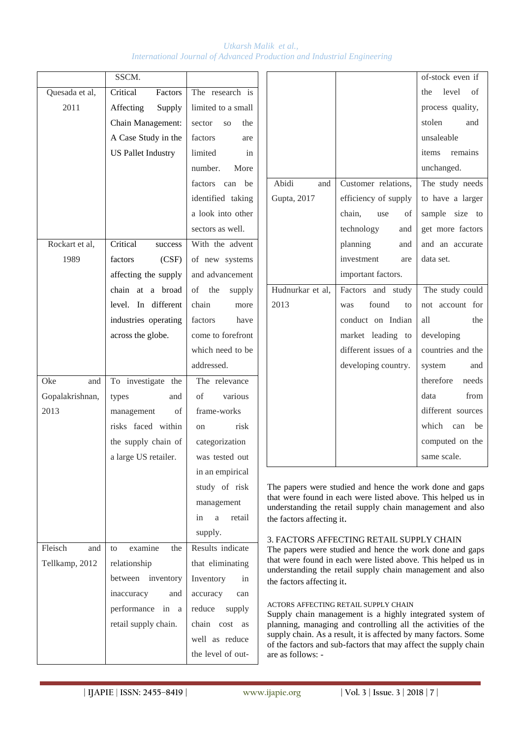| | | |
|---|---|---|
| | SSCM. | |
| Quesada et al, 2011 | Critical Factors Affecting Supply Chain Management: A Case Study in the US Pallet Industry | The research is limited to a small sector so the factors are limited in number. More factors can be identified taking a look into other sectors as well. |
| Rockart et al, 1989 | Critical success factors (CSF) affecting the supply chain at a broad level. In different industries operating across the globe. | With the advent of new systems and advancement of the supply chain more factors have come to forefront which need to be addressed. |
| Oke and Gopalakrishnan, 2013 | To investigate the types and management of risks faced within the supply chain of a large US retailer. | The relevance of various frame-works on risk categorization was tested out in an empirical study of risk management in a retail supply. |
| Fleisch and Tellkamp, 2012 | to examine the relationship between inventory inaccuracy and performance in a retail supply chain. | Results indicate that eliminating Inventory in accuracy can reduce supply chain cost as well as reduce the level of out-of-stock even if the level of process quality, stolen and unsaleable items remains unchanged. |
| Abidi and Gupta, 2017 | Customer relations, efficiency of supply chain, use of technology and planning and investment are important factors. | The study needs to have a larger sample size to get more factors and an accurate data set. |
| Hudnurkar et al, 2013 | Factors and study was found to conduct on Indian market leading to different issues of a developing country. | The study could not account for all the developing countries and the system and therefore needs data from different sources which can be computed on the same scale. |

The papers were studied and hence the work done and gaps that were found in each were listed above. This helped us in understanding the retail supply chain management and also the factors affecting it.

## 3. FACTORS AFFECTING RETAIL SUPPLY CHAIN

The papers were studied and hence the work done and gaps that were found in each were listed above. This helped us in understanding the retail supply chain management and also the factors affecting it.

ACTORS AFFECTING RETAIL SUPPLY CHAIN

Supply chain management is a highly integrated system of planning, managing and controlling all the activities of the supply chain. As a result, it is affected by many factors. Some of the factors and sub-factors that may affect the supply chain are as follows: -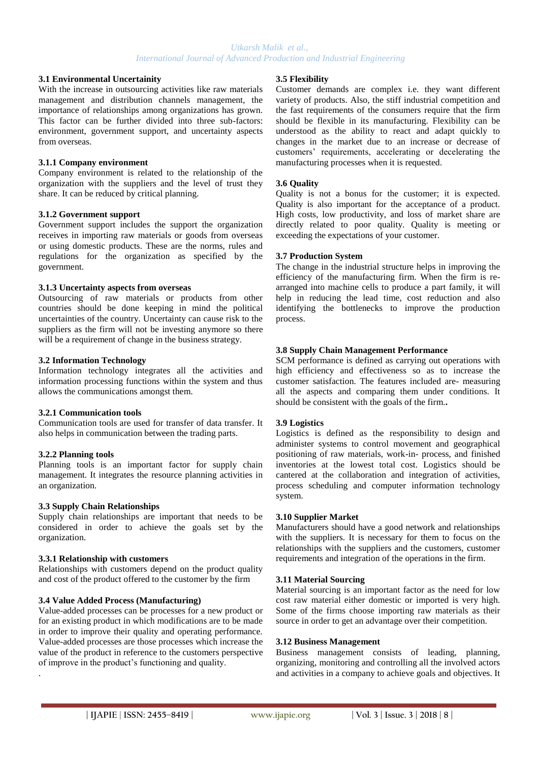### 3.1 Environmental Uncertainity

With the increase in outsourcing activities like raw materials management and distribution channels management, the importance of relationships among organizations has grown. This factor can be further divided into three sub-factors: environment, government support, and uncertainty aspects from overseas.

#### 3.1.1 Company environment

Company environment is related to the relationship of the organization with the suppliers and the level of trust they share. It can be reduced by critical planning.

#### 3.1.2 Government support

Government support includes the support the organization receives in importing raw materials or goods from overseas or using domestic products. These are the norms, rules and regulations for the organization as specified by the government.

#### 3.1.3 Uncertainty aspects from overseas

Outsourcing of raw materials or products from other countries should be done keeping in mind the political uncertainties of the country. Uncertainty can cause risk to the suppliers as the firm will not be investing anymore so there will be a requirement of change in the business strategy.

### 3.2 Information Technology

Information technology integrates all the activities and information processing functions within the system and thus allows the communications amongst them.

#### 3.2.1 Communication tools

Communication tools are used for transfer of data transfer. It also helps in communication between the trading parts.

#### 3.2.2 Planning tools

Planning tools is an important factor for supply chain management. It integrates the resource planning activities in an organization.

### 3.3 Supply Chain Relationships

Supply chain relationships are important that needs to be considered in order to achieve the goals set by the organization.

#### 3.3.1 Relationship with customers

Relationships with customers depend on the product quality and cost of the product offered to the customer by the firm

### 3.4 Value Added Process (Manufacturing)

Value-added processes can be processes for a new product or for an existing product in which modifications are to be made in order to improve their quality and operating performance. Value-added processes are those processes which increase the value of the product in reference to the customers perspective of improve in the product's functioning and quality.

.

### 3.5 Flexibility

Customer demands are complex i.e. they want different variety of products. Also, the stiff industrial competition and the fast requirements of the consumers require that the firm should be flexible in its manufacturing. Flexibility can be understood as the ability to react and adapt quickly to changes in the market due to an increase or decrease of customers' requirements, accelerating or decelerating the manufacturing processes when it is requested.

### 3.6 Quality

Quality is not a bonus for the customer; it is expected. Quality is also important for the acceptance of a product. High costs, low productivity, and loss of market share are directly related to poor quality. Quality is meeting or exceeding the expectations of your customer.

### 3.7 Production System

The change in the industrial structure helps in improving the efficiency of the manufacturing firm. When the firm is re-arranged into machine cells to produce a part family, it will help in reducing the lead time, cost reduction and also identifying the bottlenecks to improve the production process.

### 3.8 Supply Chain Management Performance

SCM performance is defined as carrying out operations with high efficiency and effectiveness so as to increase the customer satisfaction. The features included are- measuring all the aspects and comparing them under conditions. It should be consistent with the goals of the firm**.**

### 3.9 Logistics

Logistics is defined as the responsibility to design and administer systems to control movement and geographical positioning of raw materials, work-in- process, and finished inventories at the lowest total cost. Logistics should be cantered at the collaboration and integration of activities, process scheduling and computer information technology system.

### 3.10 Supplier Market

Manufacturers should have a good network and relationships with the suppliers. It is necessary for them to focus on the relationships with the suppliers and the customers, customer requirements and integration of the operations in the firm.

### 3.11 Material Sourcing

Material sourcing is an important factor as the need for low cost raw material either domestic or imported is very high. Some of the firms choose importing raw materials as their source in order to get an advantage over their competition.

### 3.12 Business Management

Business management consists of leading, planning, organizing, monitoring and controlling all the involved actors and activities in a company to achieve goals and objectives. It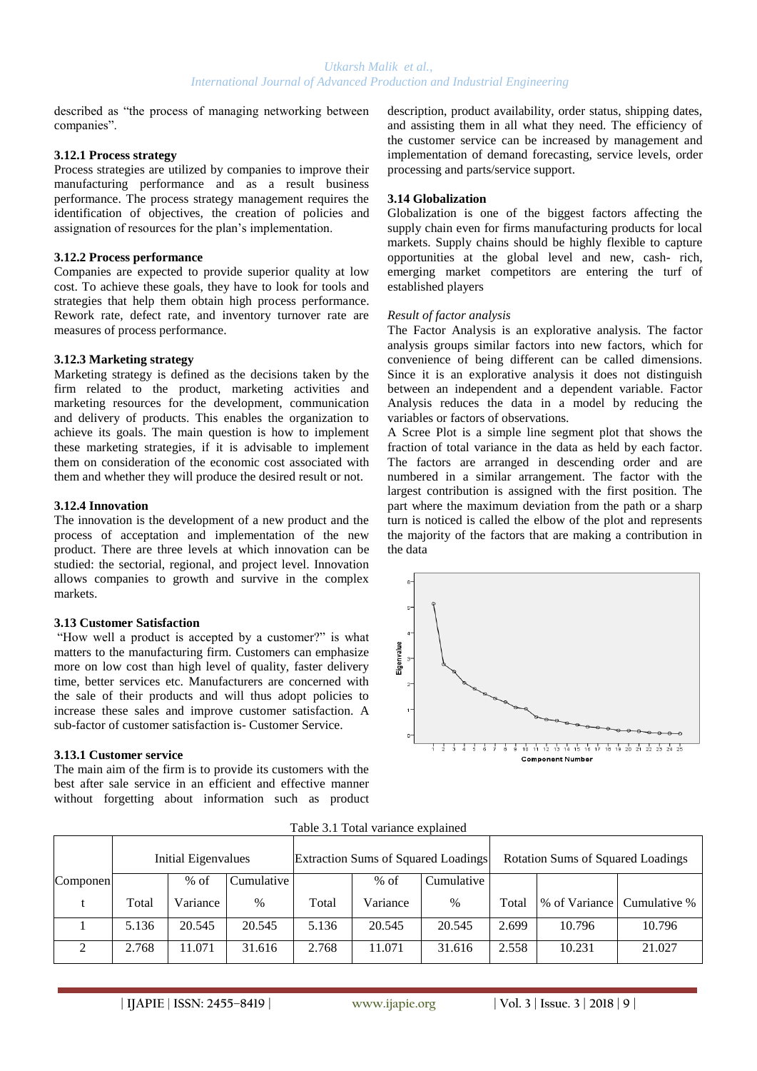described as "the process of managing networking between companies".

### 3.12.1 Process strategy

Process strategies are utilized by companies to improve their manufacturing performance and as a result business performance. The process strategy management requires the identification of objectives, the creation of policies and assignation of resources for the plan's implementation.

### 3.12.2 Process performance

Companies are expected to provide superior quality at low cost. To achieve these goals, they have to look for tools and strategies that help them obtain high process performance. Rework rate, defect rate, and inventory turnover rate are measures of process performance.

### 3.12.3 Marketing strategy

Marketing strategy is defined as the decisions taken by the firm related to the product, marketing activities and marketing resources for the development, communication and delivery of products. This enables the organization to achieve its goals. The main question is how to implement these marketing strategies, if it is advisable to implement them on consideration of the economic cost associated with them and whether they will produce the desired result or not.

### 3.12.4 Innovation

The innovation is the development of a new product and the process of acceptation and implementation of the new product. There are three levels at which innovation can be studied: the sectorial, regional, and project level. Innovation allows companies to growth and survive in the complex markets.

### 3.13 Customer Satisfaction

"How well a product is accepted by a customer?" is what matters to the manufacturing firm. Customers can emphasize more on low cost than high level of quality, faster delivery time, better services etc. Manufacturers are concerned with the sale of their products and will thus adopt policies to increase these sales and improve customer satisfaction. A sub-factor of customer satisfaction is- Customer Service.

### 3.13.1 Customer service

The main aim of the firm is to provide its customers with the best after sale service in an efficient and effective manner without forgetting about information such as product description, product availability, order status, shipping dates, and assisting them in all what they need. The efficiency of the customer service can be increased by management and implementation of demand forecasting, service levels, order processing and parts/service support.

### 3.14 Globalization

Globalization is one of the biggest factors affecting the supply chain even for firms manufacturing products for local markets. Supply chains should be highly flexible to capture opportunities at the global level and new, cash- rich, emerging market competitors are entering the turf of established players

*Result of factor analysis*

The Factor Analysis is an explorative analysis. The factor analysis groups similar factors into new factors, which for convenience of being different can be called dimensions. Since it is an explorative analysis it does not distinguish between an independent and a dependent variable. Factor Analysis reduces the data in a model by reducing the variables or factors of observations.

A Scree Plot is a simple line segment plot that shows the fraction of total variance in the data as held by each factor. The factors are arranged in descending order and are numbered in a similar arrangement. The factor with the largest contribution is assigned with the first position. The part where the maximum deviation from the path or a sharp turn is noticed is called the elbow of the plot and represents the majority of the factors that are making a contribution in the data

Table 3.1 Total variance explained

| Component | Initial Eigenvalues | | | Extraction Sums of Squared Loadings | | | Rotation Sums of Squared Loadings | | |
|---|---|---|---|---|---|---|---|---|---|
| | Total | % of Variance | Cumulative % | Total | % of Variance | Cumulative % | Total | % of Variance | Cumulative % |
| 1 | 5.136 | 20.545 | 20.545 | 5.136 | 20.545 | 20.545 | 2.699 | 10.796 | 10.796 |
| 2 | 2.768 | 11.071 | 31.616 | 2.768 | 11.071 | 31.616 | 2.558 | 10.231 | 21.027 |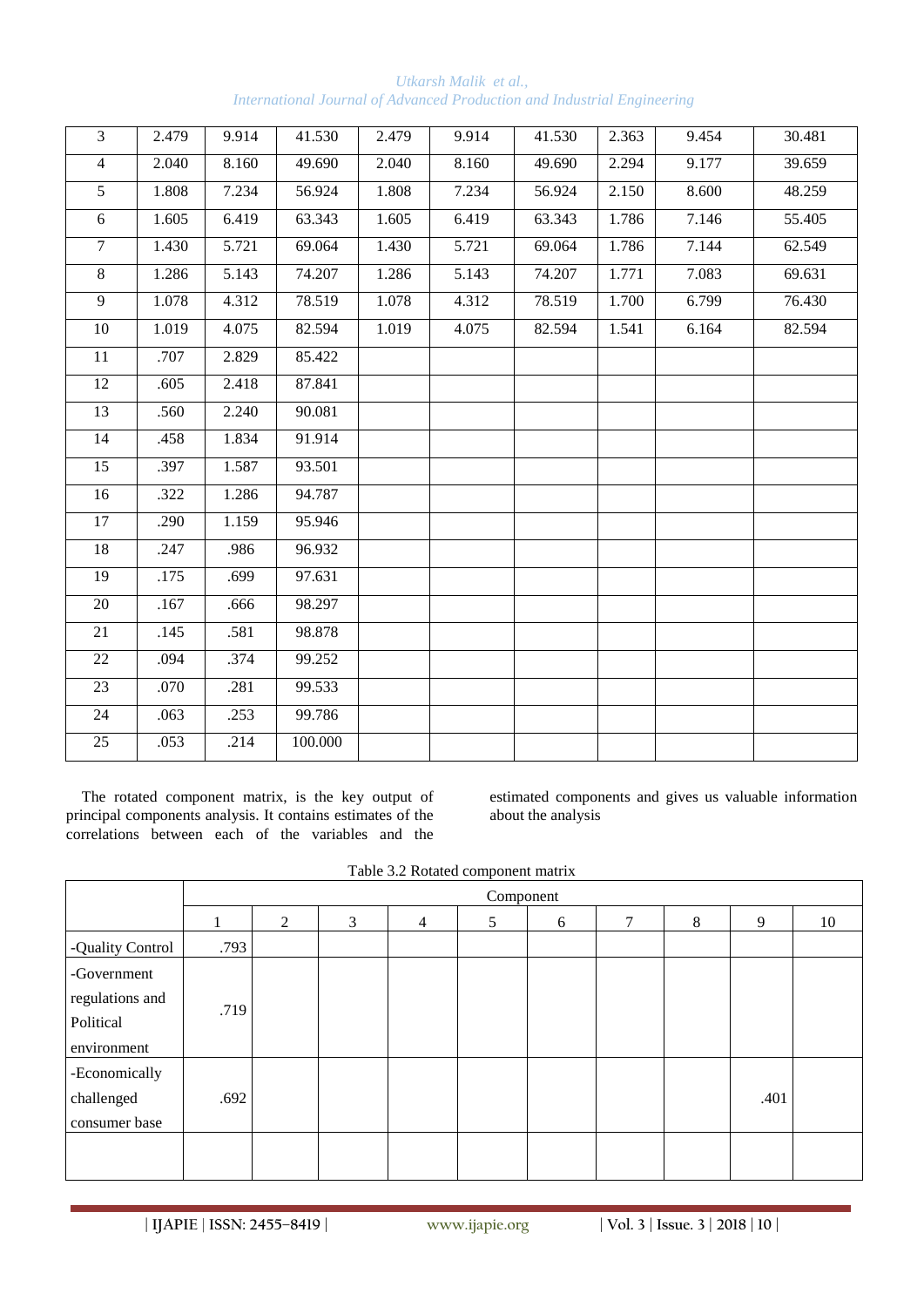| 3 | 2.479 | 9.914 | 41.530 | 2.479 | 9.914 | 41.530 | 2.363 | 9.454 | 30.481 |
|---|---|---|---|---|---|---|---|---|---|
| 4 | 2.040 | 8.160 | 49.690 | 2.040 | 8.160 | 49.690 | 2.294 | 9.177 | 39.659 |
| 5 | 1.808 | 7.234 | 56.924 | 1.808 | 7.234 | 56.924 | 2.150 | 8.600 | 48.259 |
| 6 | 1.605 | 6.419 | 63.343 | 1.605 | 6.419 | 63.343 | 1.786 | 7.146 | 55.405 |
| 7 | 1.430 | 5.721 | 69.064 | 1.430 | 5.721 | 69.064 | 1.786 | 7.144 | 62.549 |
| 8 | 1.286 | 5.143 | 74.207 | 1.286 | 5.143 | 74.207 | 1.771 | 7.083 | 69.631 |
| 9 | 1.078 | 4.312 | 78.519 | 1.078 | 4.312 | 78.519 | 1.700 | 6.799 | 76.430 |
| 10 | 1.019 | 4.075 | 82.594 | 1.019 | 4.075 | 82.594 | 1.541 | 6.164 | 82.594 |
| 11 | .707 | 2.829 | 85.422 | | | | | | |
| 12 | .605 | 2.418 | 87.841 | | | | | | |
| 13 | .560 | 2.240 | 90.081 | | | | | | |
| 14 | .458 | 1.834 | 91.914 | | | | | | |
| 15 | .397 | 1.587 | 93.501 | | | | | | |
| 16 | .322 | 1.286 | 94.787 | | | | | | |
| 17 | .290 | 1.159 | 95.946 | | | | | | |
| 18 | .247 | .986 | 96.932 | | | | | | |
| 19 | .175 | .699 | 97.631 | | | | | | |
| 20 | .167 | .666 | 98.297 | | | | | | |
| 21 | .145 | .581 | 98.878 | | | | | | |
| 22 | .094 | .374 | 99.252 | | | | | | |
| 23 | .070 | .281 | 99.533 | | | | | | |
| 24 | .063 | .253 | 99.786 | | | | | | |
| 25 | .053 | .214 | 100.000 | | | | | | |

The rotated component matrix, is the key output of principal components analysis. It contains estimates of the correlations between each of the variables and the estimated components and gives us valuable information about the analysis

Table 3.2 Rotated component matrix

| | Component | | | | | | | | | |
|---|---|---|---|---|---|---|---|---|---|---|
| | 1 | 2 | 3 | 4 | 5 | 6 | 7 | 8 | 9 | 10 |
| -Quality Control | .793 | | | | | | | | | |
| -Government regulations and Political environment | .719 | | | | | | | | | |
| -Economically challenged consumer base | .692 | | | | | | | | .401 | |
| | | | | | | | | | | |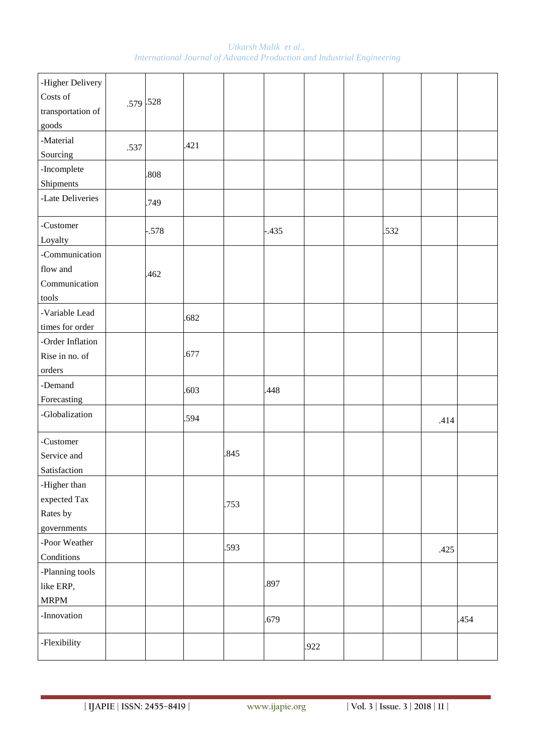| | | | | | | | | | | |
|---|---|---|---|---|---|---|---|---|---|---|
| -Higher Delivery Costs of transportation of goods | .579 | .528 | | | | | | | | |
| -Material Sourcing | .537 | | .421 | | | | | | | |
| -Incomplete Shipments | | .808 | | | | | | | | |
| -Late Deliveries | | .749 | | | | | | | | |
| -Customer Loyalty | | -.578 | | | -.435 | | | .532 | | |
| -Communication flow and Communication tools | | .462 | | | | | | | | |
| -Variable Lead times for order | | | .682 | | | | | | | |
| -Order Inflation Rise in no. of orders | | | .677 | | | | | | | |
| -Demand Forecasting | | | .603 | | .448 | | | | | |
| -Globalization | | | .594 | | | | | | .414 | |
| -Customer Service and Satisfaction | | | | .845 | | | | | | |
| -Higher than expected Tax Rates by governments | | | | .753 | | | | | | |
| -Poor Weather Conditions | | | | .593 | | | | | .425 | |
| -Planning tools like ERP, MRPM | | | | | .897 | | | | | |
| -Innovation | | | | | .679 | | | | | .454 |
| -Flexibility | | | | | | .922 | | | | |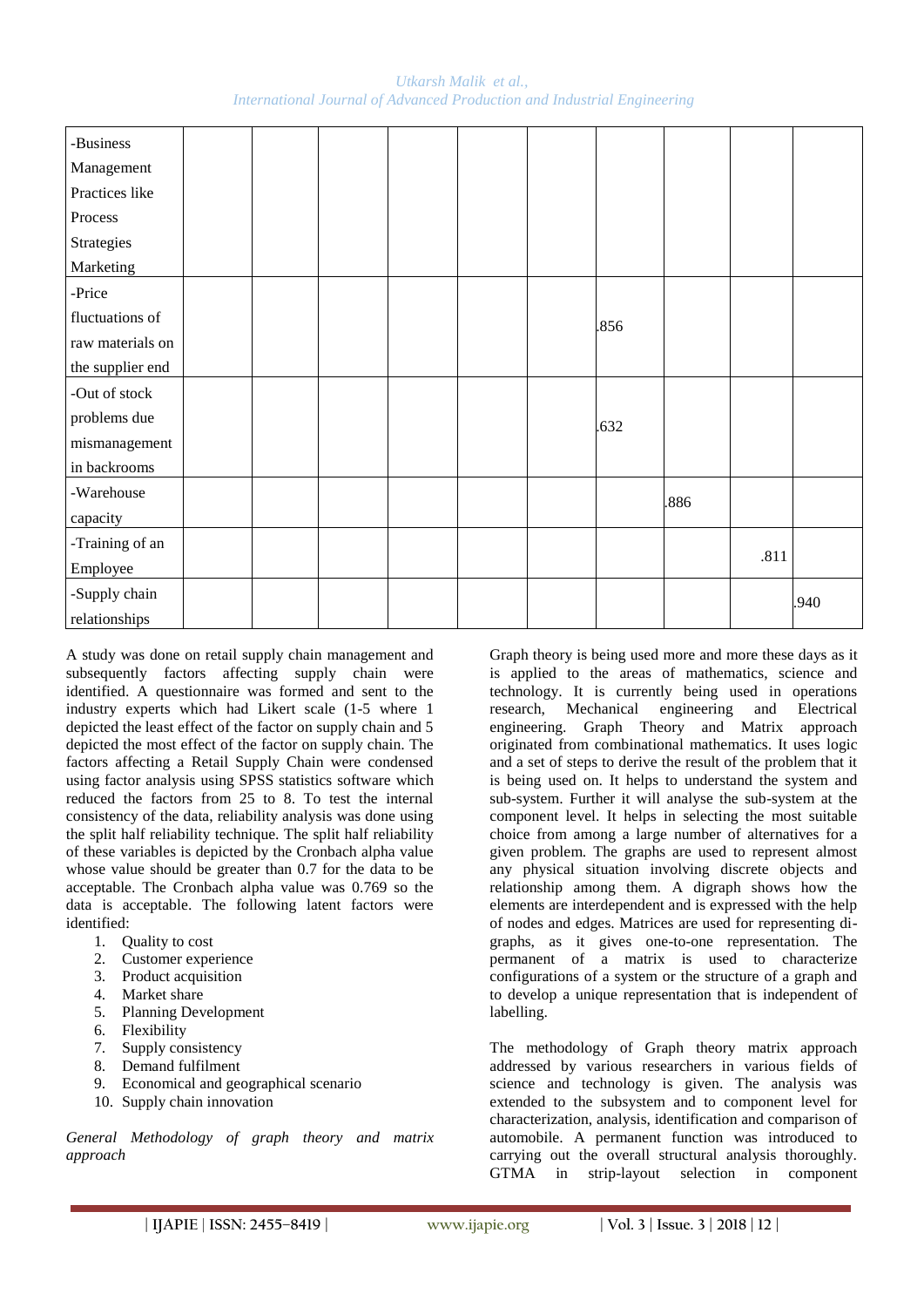| | | | | | | | | | | |
|---|---|---|---|---|---|---|---|---|---|---|
| -Business Management Practices like Process Strategies Marketing | | | | | | | | | | |
| -Price fluctuations of raw materials on the supplier end | | | | | | | .856 | | | |
| -Out of stock problems due mismanagement in backrooms | | | | | | | .632 | | | |
| -Warehouse capacity | | | | | | | | .886 | | |
| -Training of an Employee | | | | | | | | | .811 | |
| -Supply chain relationships | | | | | | | | | | .940 |

A study was done on retail supply chain management and subsequently factors affecting supply chain were identified. A questionnaire was formed and sent to the industry experts which had Likert scale (1-5 where 1 depicted the least effect of the factor on supply chain and 5 depicted the most effect of the factor on supply chain. The factors affecting a Retail Supply Chain were condensed using factor analysis using SPSS statistics software which reduced the factors from 25 to 8. To test the internal consistency of the data, reliability analysis was done using the split half reliability technique. The split half reliability of these variables is depicted by the Cronbach alpha value whose value should be greater than 0.7 for the data to be acceptable. The Cronbach alpha value was 0.769 so the data is acceptable. The following latent factors were identified:

1. Quality to cost
2. Customer experience
3. Product acquisition
4. Market share
5. Planning Development
6. Flexibility
7. Supply consistency
8. Demand fulfilment
9. Economical and geographical scenario
10. Supply chain innovation

*General Methodology of graph theory and matrix approach*

Graph theory is being used more and more these days as it is applied to the areas of mathematics, science and technology. It is currently being used in operations research, Mechanical engineering and Electrical engineering. Graph Theory and Matrix approach originated from combinational mathematics. It uses logic and a set of steps to derive the result of the problem that it is being used on. It helps to understand the system and sub-system. Further it will analyse the sub-system at the component level. It helps in selecting the most suitable choice from among a large number of alternatives for a given problem. The graphs are used to represent almost any physical situation involving discrete objects and relationship among them. A digraph shows how the elements are interdependent and is expressed with the help of nodes and edges. Matrices are used for representing di-graphs, as it gives one-to-one representation. The permanent of a matrix is used to characterize configurations of a system or the structure of a graph and to develop a unique representation that is independent of labelling.

The methodology of Graph theory matrix approach addressed by various researchers in various fields of science and technology is given. The analysis was extended to the subsystem and to component level for characterization, analysis, identification and comparison of automobile. A permanent function was introduced to carrying out the overall structural analysis thoroughly. GTMA in strip-layout selection in component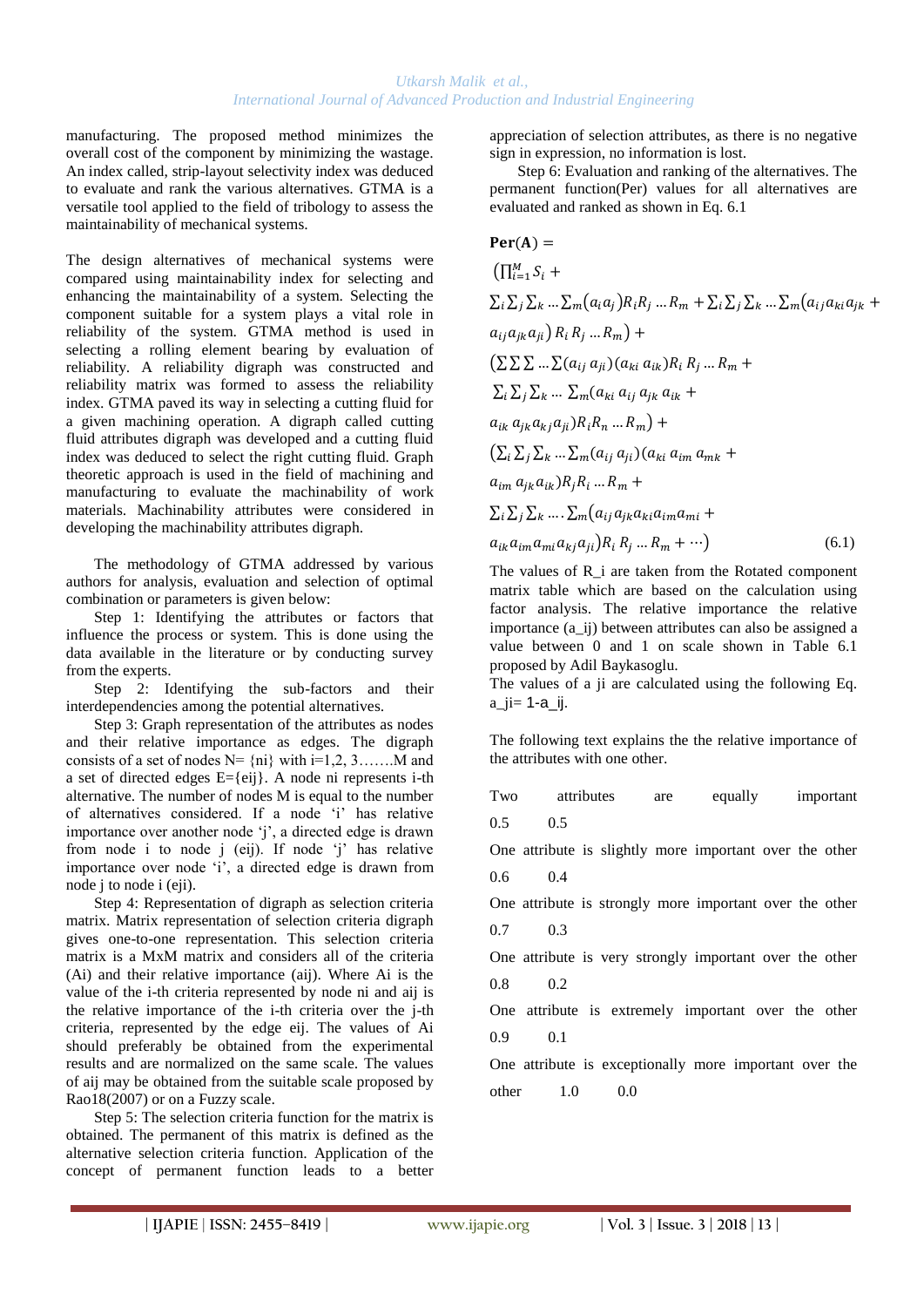manufacturing. The proposed method minimizes the overall cost of the component by minimizing the wastage. An index called, strip-layout selectivity index was deduced to evaluate and rank the various alternatives. GTMA is a versatile tool applied to the field of tribology to assess the maintainability of mechanical systems.

The design alternatives of mechanical systems were compared using maintainability index for selecting and enhancing the maintainability of a system. Selecting the component suitable for a system plays a vital role in reliability of the system. GTMA method is used in selecting a rolling element bearing by evaluation of reliability. A reliability digraph was constructed and reliability matrix was formed to assess the reliability index. GTMA paved its way in selecting a cutting fluid for a given machining operation. A digraph called cutting fluid attributes digraph was developed and a cutting fluid index was deduced to select the right cutting fluid. Graph theoretic approach is used in the field of machining and manufacturing to evaluate the machinability of work materials. Machinability attributes were considered in developing the machinability attributes digraph.

The methodology of GTMA addressed by various authors for analysis, evaluation and selection of optimal combination or parameters is given below:

Step 1: Identifying the attributes or factors that influence the process or system. This is done using the data available in the literature or by conducting survey from the experts.

Step 2: Identifying the sub-factors and their interdependencies among the potential alternatives.

Step 3: Graph representation of the attributes as nodes and their relative importance as edges. The digraph consists of a set of nodes N= {ni} with i=1,2, 3…….M and a set of directed edges E={eij}. A node ni represents i-th alternative. The number of nodes M is equal to the number of alternatives considered. If a node 'i' has relative importance over another node 'j', a directed edge is drawn from node i to node j (eij). If node 'j' has relative importance over node 'i', a directed edge is drawn from node j to node i (eji).

Step 4: Representation of digraph as selection criteria matrix. Matrix representation of selection criteria digraph gives one-to-one representation. This selection criteria matrix is a MxM matrix and considers all of the criteria (Ai) and their relative importance (aij). Where Ai is the value of the i-th criteria represented by node ni and aij is the relative importance of the i-th criteria over the j-th criteria, represented by the edge eij. The values of Ai should preferably be obtained from the experimental results and are normalized on the same scale. The values of aij may be obtained from the suitable scale proposed by Rao18(2007) or on a Fuzzy scale.

Step 5: The selection criteria function for the matrix is obtained. The permanent of this matrix is defined as the alternative selection criteria function. Application of the concept of permanent function leads to a better appreciation of selection attributes, as there is no negative sign in expression, no information is lost.

Step 6: Evaluation and ranking of the alternatives. The permanent function(Per) values for all alternatives are evaluated and ranked as shown in Eq. 6.1

$$
\begin{aligned}
\mathbf{Per(A)} = \; & \Big(\prod_{i=1}^{M} S_i + \\
& \sum_i \sum_j \sum_k \dots \sum_m (a_i a_j) R_i R_j \dots R_m + \sum_i \sum_j \sum_k \dots \sum_m (a_{ij} a_{ki} a_{jk} + \\
& a_{ij} a_{jk} a_{ji}) R_i R_j \dots R_m \Big) + \\
& \Big(\sum \sum \sum \dots \sum (a_{ij}\, a_{ji})(a_{ki}\, a_{ik}) R_i\, R_j \dots R_m + \\
& \sum_i \sum_j \sum_k \dots \sum_m (a_{ki}\, a_{ij}\, a_{jk}\, a_{ik} + \\
& a_{ik}\, a_{jk} a_{kj} a_{ji}) R_i R_n \dots R_m \Big) + \\
& \Big(\sum_i \sum_j \sum_k \dots \sum_m (a_{ij}\, a_{ji})(a_{ki}\, a_{im}\, a_{mk} + \\
& a_{im}\, a_{jk} a_{ik}) R_j R_i \dots R_m + \\
& \sum_i \sum_j \sum_k \dots . \sum_m (a_{ij} a_{jk} a_{ki} a_{im} a_{mi} + \\
& a_{ik} a_{im} a_{mi} a_{kj} a_{ji}) R_i\, R_j \dots R_m + \cdots \Big)
\end{aligned}
\tag{6.1}
$$

The values of $R_i$ are taken from the Rotated component matrix table which are based on the calculation using factor analysis. The relative importance the relative importance ($a_{ij}$) between attributes can also be assigned a value between 0 and 1 on scale shown in Table 6.1 proposed by Adil Baykasoglu.

The values of a ji are calculated using the following Eq. $a_{ji} = 1 - a_{ij}$.

The following text explains the the relative importance of the attributes with one other.

| Description | $a_{ij}$ | $a_{ji}$ |
|---|---|---|
| Two attributes are equally important | 0.5 | 0.5 |
| One attribute is slightly more important over the other | 0.6 | 0.4 |
| One attribute is strongly more important over the other | 0.7 | 0.3 |
| One attribute is very strongly important over the other | 0.8 | 0.2 |
| One attribute is extremely important over the other | 0.9 | 0.1 |
| One attribute is exceptionally more important over the other | 1.0 | 0.0 |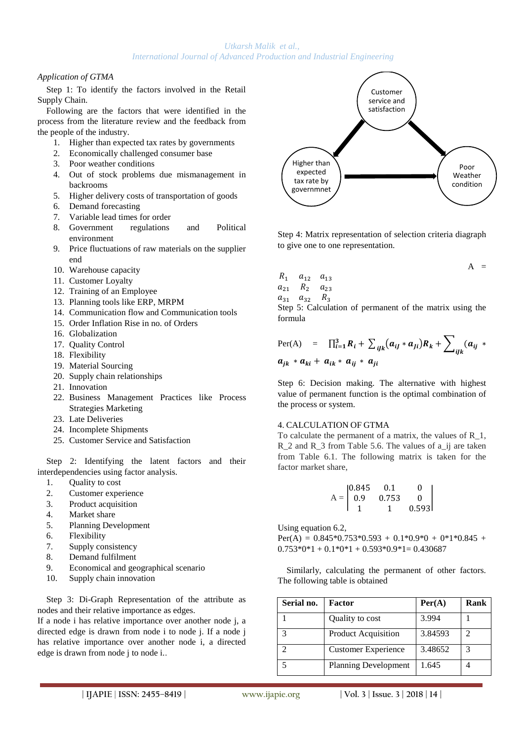*Application of GTMA*

Step 1: To identify the factors involved in the Retail Supply Chain.

Following are the factors that were identified in the process from the literature review and the feedback from the people of the industry.

1. Higher than expected tax rates by governments
2. Economically challenged consumer base
3. Poor weather conditions
4. Out of stock problems due mismanagement in backrooms
5. Higher delivery costs of transportation of goods
6. Demand forecasting
7. Variable lead times for order
8. Government regulations and Political environment
9. Price fluctuations of raw materials on the supplier end
10. Warehouse capacity
11. Customer Loyalty
12. Training of an Employee
13. Planning tools like ERP, MRPM
14. Communication flow and Communication tools
15. Order Inflation Rise in no. of Orders
16. Globalization
17. Quality Control
18. Flexibility
19. Material Sourcing
20. Supply chain relationships
21. Innovation
22. Business Management Practices like Process Strategies Marketing
23. Late Deliveries
24. Incomplete Shipments
25. Customer Service and Satisfaction

Step 2: Identifying the latent factors and their interdependencies using factor analysis.

1. Quality to cost
2. Customer experience
3. Product acquisition
4. Market share
5. Planning Development
6. Flexibility
7. Supply consistency
8. Demand fulfilment
9. Economical and geographical scenario
10. Supply chain innovation

Step 3: Di-Graph Representation of the attribute as nodes and their relative importance as edges.

If a node i has relative importance over another node j, a directed edge is drawn from node i to node j. If a node j has relative importance over another node i, a directed edge is drawn from node j to node i..

Customer service and satisfaction

Higher than expected tax rate by governmnet

Poor Weather condition

Step 4: Matrix representation of selection criteria diagraph to give one to one representation.

$$A = \begin{matrix} R_1 & a_{12} & a_{13} \\ a_{21} & R_2 & a_{23} \\ a_{31} & a_{32} & R_3 \end{matrix}$$

Step 5: Calculation of permanent of the matrix using the formula

$$\text{Per(A)} = \prod_{i=1}^{3} \boldsymbol{R_i} + \sum_{ijk} (\boldsymbol{a_{ij}} * \boldsymbol{a_{ji}}) \boldsymbol{R_k} + \sum_{ijk} (\boldsymbol{a_{ij}} * \boldsymbol{a_{jk}} * \boldsymbol{a_{ki}} + \boldsymbol{a_{ik}} * \boldsymbol{a_{ij}} * \boldsymbol{a_{ji}}$$

Step 6: Decision making. The alternative with highest value of permanent function is the optimal combination of the process or system.

## 4. CALCULATION OF GTMA

To calculate the permanent of a matrix, the values of R_1, R_2 and R_3 from Table 5.6. The values of a_ij are taken from Table 6.1. The following matrix is taken for the factor market share,

$$A = \begin{vmatrix} 0.845 & 0.1 & 0 \\ 0.9 & 0.753 & 0 \\ 1 & 1 & 0.593 \end{vmatrix}$$

Using equation 6.2,

Per(A) = 0.845\*0.753\*0.593 + 0.1\*0.9\*0 + 0\*1\*0.845 + 0.753\*0\*1 + 0.1\*0\*1 + 0.593\*0.9\*1= 0.430687

Similarly, calculating the permanent of other factors. The following table is obtained

| Serial no. | Factor | Per(A) | Rank |
|---|---|---|---|
| 1 | Quality to cost | 3.994 | 1 |
| 3 | Product Acquisition | 3.84593 | 2 |
| 2 | Customer Experience | 3.48652 | 3 |
| 5 | Planning Development | 1.645 | 4 |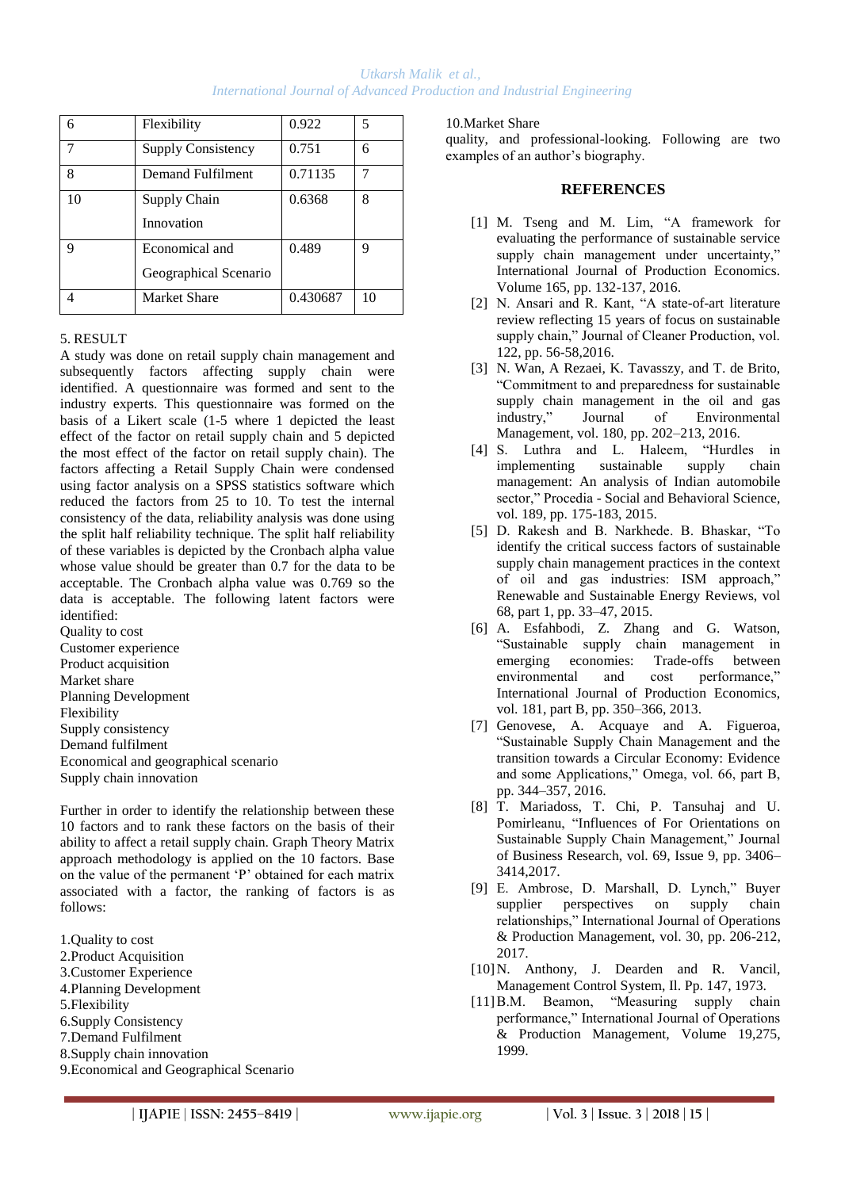| 6 | Flexibility | 0.922 | 5 |
|---|---|---|---|
| 7 | Supply Consistency | 0.751 | 6 |
| 8 | Demand Fulfilment | 0.71135 | 7 |
| 10 | Supply Chain Innovation | 0.6368 | 8 |
| 9 | Economical and Geographical Scenario | 0.489 | 9 |
| 4 | Market Share | 0.430687 | 10 |

5. RESULT

A study was done on retail supply chain management and subsequently factors affecting supply chain were identified. A questionnaire was formed and sent to the industry experts. This questionnaire was formed on the basis of a Likert scale (1-5 where 1 depicted the least effect of the factor on retail supply chain and 5 depicted the most effect of the factor on retail supply chain). The factors affecting a Retail Supply Chain were condensed using factor analysis on a SPSS statistics software which reduced the factors from 25 to 10. To test the internal consistency of the data, reliability analysis was done using the split half reliability technique. The split half reliability of these variables is depicted by the Cronbach alpha value whose value should be greater than 0.7 for the data to be acceptable. The Cronbach alpha value was 0.769 so the data is acceptable. The following latent factors were identified:

Quality to cost
Customer experience
Product acquisition
Market share
Planning Development
Flexibility
Supply consistency
Demand fulfilment
Economical and geographical scenario
Supply chain innovation

Further in order to identify the relationship between these 10 factors and to rank these factors on the basis of their ability to affect a retail supply chain. Graph Theory Matrix approach methodology is applied on the 10 factors. Base on the value of the permanent 'P' obtained for each matrix associated with a factor, the ranking of factors is as follows:

1.Quality to cost
2.Product Acquisition
3.Customer Experience
4.Planning Development
5.Flexibility
6.Supply Consistency
7.Demand Fulfilment
8.Supply chain innovation
9.Economical and Geographical Scenario
10.Market Share

quality, and professional-looking. Following are two examples of an author's biography.

## REFERENCES

[1] M. Tseng and M. Lim, "A framework for evaluating the performance of sustainable service supply chain management under uncertainty," International Journal of Production Economics. Volume 165, pp. 132-137, 2016.

[2] N. Ansari and R. Kant, "A state-of-art literature review reflecting 15 years of focus on sustainable supply chain," Journal of Cleaner Production, vol. 122, pp. 56-58,2016.

[3] N. Wan, A Rezaei, K. Tavasszy, and T. de Brito, "Commitment to and preparedness for sustainable supply chain management in the oil and gas industry," Journal of Environmental Management, vol. 180, pp. 202–213, 2016.

[4] S. Luthra and L. Haleem, "Hurdles in implementing sustainable supply chain management: An analysis of Indian automobile sector," Procedia - Social and Behavioral Science, vol. 189, pp. 175-183, 2015.

[5] D. Rakesh and B. Narkhede. B. Bhaskar, "To identify the critical success factors of sustainable supply chain management practices in the context of oil and gas industries: ISM approach," Renewable and Sustainable Energy Reviews, vol 68, part 1, pp. 33–47, 2015.

[6] A. Esfahbodi, Z. Zhang and G. Watson, "Sustainable supply chain management in emerging economies: Trade-offs between environmental and cost performance," International Journal of Production Economics, vol. 181, part B, pp. 350–366, 2013.

[7] Genovese, A. Acquaye and A. Figueroa, "Sustainable Supply Chain Management and the transition towards a Circular Economy: Evidence and some Applications," Omega, vol. 66, part B, pp. 344–357, 2016.

[8] T. Mariadoss, T. Chi, P. Tansuhaj and U. Pomirleanu, "Influences of For Orientations on Sustainable Supply Chain Management," Journal of Business Research, vol. 69, Issue 9, pp. 3406–3414,2017.

[9] E. Ambrose, D. Marshall, D. Lynch," Buyer supplier perspectives on supply chain relationships," International Journal of Operations & Production Management, vol. 30, pp. 206-212, 2017.

[10] N. Anthony, J. Dearden and R. Vancil, Management Control System, Il. Pp. 147, 1973.

[11] B.M. Beamon, "Measuring supply chain performance," International Journal of Operations & Production Management, Volume 19,275, 1999.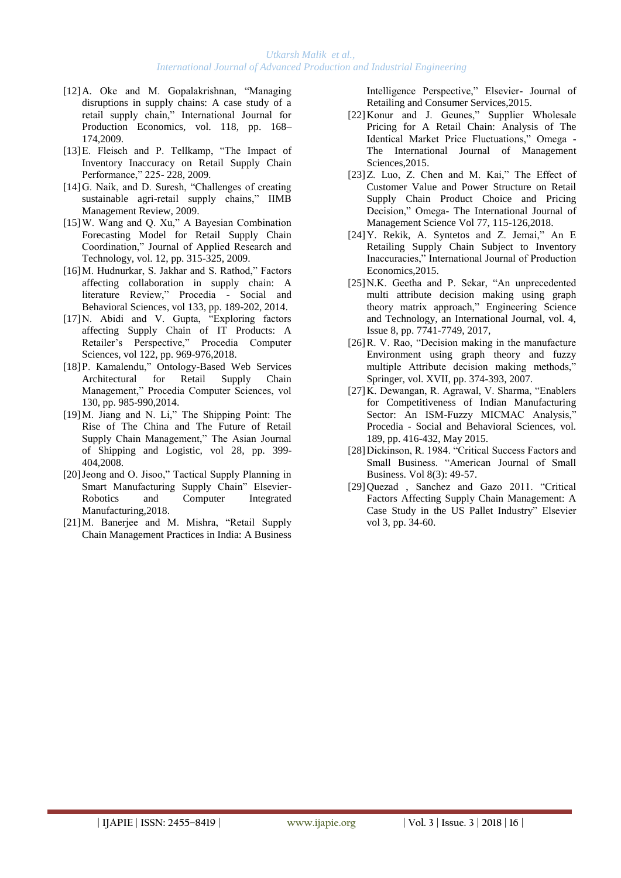[12] A. Oke and M. Gopalakrishnan, "Managing disruptions in supply chains: A case study of a retail supply chain," International Journal for Production Economics, vol. 118, pp. 168–174,2009.

[13] E. Fleisch and P. Tellkamp, "The Impact of Inventory Inaccuracy on Retail Supply Chain Performance," 225- 228, 2009.

[14] G. Naik, and D. Suresh, "Challenges of creating sustainable agri-retail supply chains," IIMB Management Review, 2009.

[15] W. Wang and Q. Xu," A Bayesian Combination Forecasting Model for Retail Supply Chain Coordination," Journal of Applied Research and Technology, vol. 12, pp. 315-325, 2009.

[16] M. Hudnurkar, S. Jakhar and S. Rathod," Factors affecting collaboration in supply chain: A literature Review," Procedia - Social and Behavioral Sciences, vol 133, pp. 189-202, 2014.

[17] N. Abidi and V. Gupta, "Exploring factors affecting Supply Chain of IT Products: A Retailer's Perspective," Procedia Computer Sciences, vol 122, pp. 969-976,2018.

[18] P. Kamalendu," Ontology-Based Web Services Architectural for Retail Supply Chain Management," Procedia Computer Sciences, vol 130, pp. 985-990,2014.

[19] M. Jiang and N. Li," The Shipping Point: The Rise of The China and The Future of Retail Supply Chain Management," The Asian Journal of Shipping and Logistic, vol 28, pp. 399-404,2008.

[20] Jeong and O. Jisoo," Tactical Supply Planning in Smart Manufacturing Supply Chain" Elsevier- Robotics and Computer Integrated Manufacturing,2018.

[21] M. Banerjee and M. Mishra, "Retail Supply Chain Management Practices in India: A Business Intelligence Perspective," Elsevier- Journal of Retailing and Consumer Services,2015.

[22] Konur and J. Geunes," Supplier Wholesale Pricing for A Retail Chain: Analysis of The Identical Market Price Fluctuations," Omega - The International Journal of Management Sciences,2015.

[23] Z. Luo, Z. Chen and M. Kai," The Effect of Customer Value and Power Structure on Retail Supply Chain Product Choice and Pricing Decision," Omega- The International Journal of Management Science Vol 77, 115-126,2018.

[24] Y. Rekik, A. Syntetos and Z. Jemai," An E Retailing Supply Chain Subject to Inventory Inaccuracies," International Journal of Production Economics,2015.

[25] N.K. Geetha and P. Sekar, "An unprecedented multi attribute decision making using graph theory matrix approach," Engineering Science and Technology, an International Journal, vol. 4, Issue 8, pp. 7741-7749, 2017,

[26] R. V. Rao, "Decision making in the manufacture Environment using graph theory and fuzzy multiple Attribute decision making methods," Springer, vol. XVII, pp. 374-393, 2007.

[27] K. Dewangan, R. Agrawal, V. Sharma, "Enablers for Competitiveness of Indian Manufacturing Sector: An ISM-Fuzzy MICMAC Analysis," Procedia - Social and Behavioral Sciences, vol. 189, pp. 416-432, May 2015.

[28] Dickinson, R. 1984. "Critical Success Factors and Small Business. "American Journal of Small Business. Vol 8(3): 49-57.

[29] Quezad , Sanchez and Gazo 2011. "Critical Factors Affecting Supply Chain Management: A Case Study in the US Pallet Industry" Elsevier vol 3, pp. 34-60.